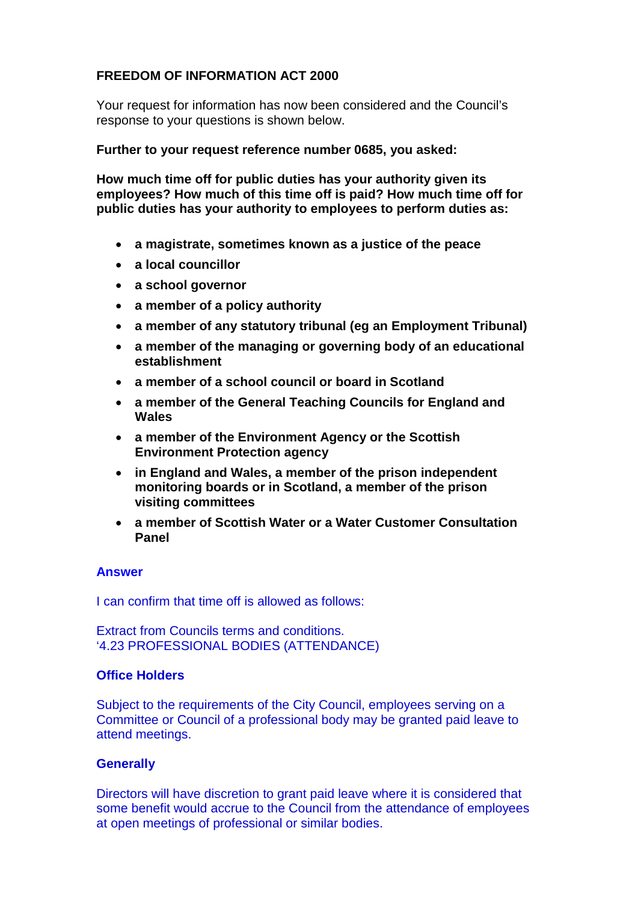**FREEDOM OF INFORMATION ACT 2000**

Your request for information has now been considered and the Council's response to your questions is shown below.

**Further to your request reference number 0685, you asked:**

**How much time off for public duties has your authority given its employees? How much of this time off is paid? How much time off for public duties has your authority to employees to perform duties as:**

- **a magistrate, sometimes known as a justice of the peace**
- **a local councillor**
- **a school governor**
- **a member of a policy authority**
- **a member of any statutory tribunal (eg an Employment Tribunal)**
- **a member of the managing or governing body of an educational establishment**
- **a member of a school council or board in Scotland**
- **a member of the General Teaching Councils for England and Wales**
- **a member of the Environment Agency or the Scottish Environment Protection agency**
- **in England and Wales, a member of the prison independent monitoring boards or in Scotland, a member of the prison visiting committees**
- **a member of Scottish Water or a Water Customer Consultation Panel**

**Answer**

I can confirm that time off is allowed as follows:

Extract from Councils terms and conditions.
'4.23 PROFESSIONAL BODIES (ATTENDANCE)

**Office Holders**

Subject to the requirements of the City Council, employees serving on a Committee or Council of a professional body may be granted paid leave to attend meetings.

**Generally**

Directors will have discretion to grant paid leave where it is considered that some benefit would accrue to the Council from the attendance of employees at open meetings of professional or similar bodies.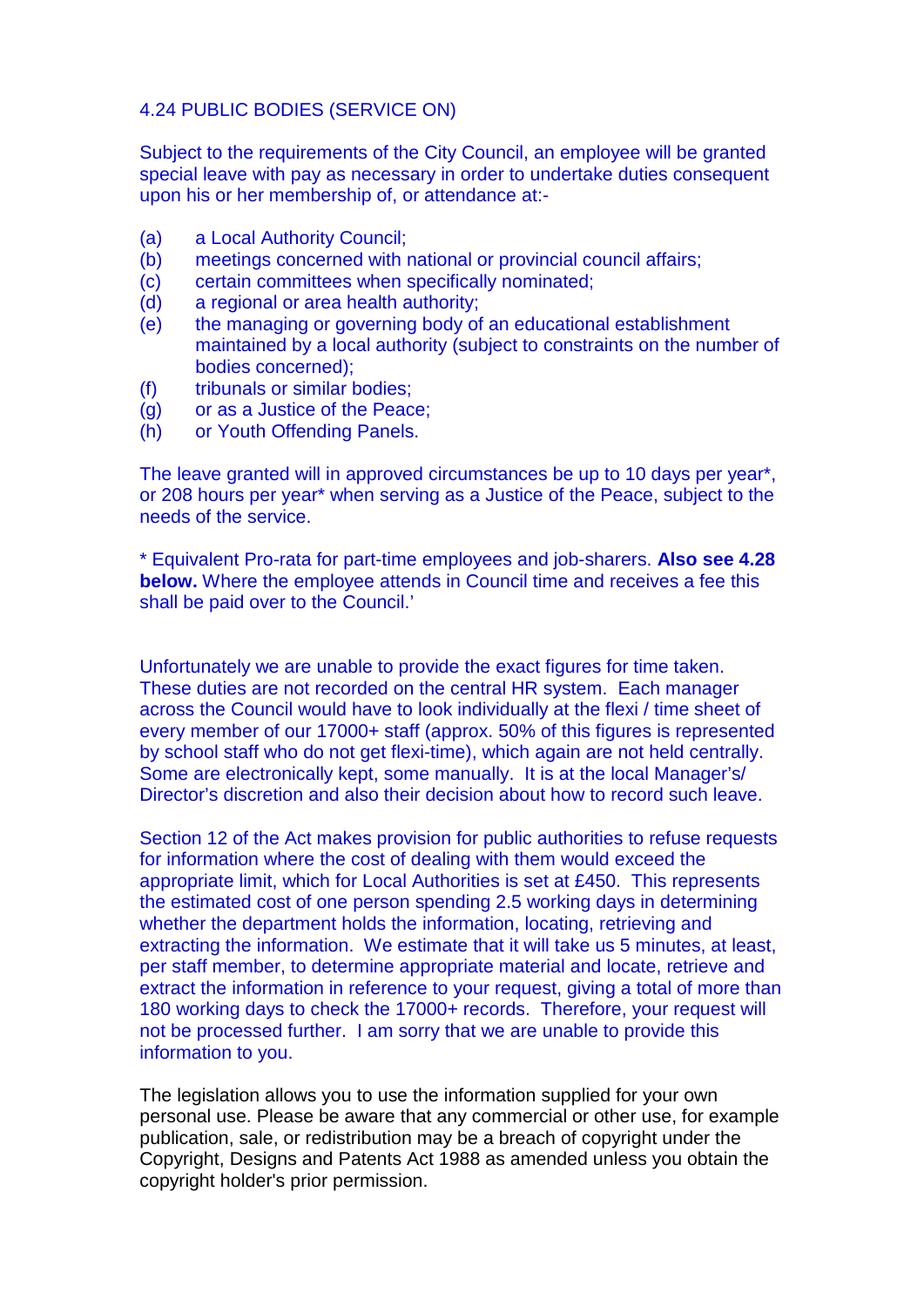4.24 PUBLIC BODIES (SERVICE ON)

Subject to the requirements of the City Council, an employee will be granted special leave with pay as necessary in order to undertake duties consequent upon his or her membership of, or attendance at:-

(a) a Local Authority Council;
(b) meetings concerned with national or provincial council affairs;
(c) certain committees when specifically nominated;
(d) a regional or area health authority;
(e) the managing or governing body of an educational establishment maintained by a local authority (subject to constraints on the number of bodies concerned);
(f) tribunals or similar bodies;
(g) or as a Justice of the Peace;
(h) or Youth Offending Panels.

The leave granted will in approved circumstances be up to 10 days per year*, or 208 hours per year* when serving as a Justice of the Peace, subject to the needs of the service.

* Equivalent Pro-rata for part-time employees and job-sharers. **Also see 4.28 below.** Where the employee attends in Council time and receives a fee this shall be paid over to the Council.'

Unfortunately we are unable to provide the exact figures for time taken. These duties are not recorded on the central HR system. Each manager across the Council would have to look individually at the flexi / time sheet of every member of our 17000+ staff (approx. 50% of this figures is represented by school staff who do not get flexi-time), which again are not held centrally. Some are electronically kept, some manually. It is at the local Manager's/ Director's discretion and also their decision about how to record such leave.

Section 12 of the Act makes provision for public authorities to refuse requests for information where the cost of dealing with them would exceed the appropriate limit, which for Local Authorities is set at £450. This represents the estimated cost of one person spending 2.5 working days in determining whether the department holds the information, locating, retrieving and extracting the information. We estimate that it will take us 5 minutes, at least, per staff member, to determine appropriate material and locate, retrieve and extract the information in reference to your request, giving a total of more than 180 working days to check the 17000+ records. Therefore, your request will not be processed further. I am sorry that we are unable to provide this information to you.

The legislation allows you to use the information supplied for your own personal use. Please be aware that any commercial or other use, for example publication, sale, or redistribution may be a breach of copyright under the Copyright, Designs and Patents Act 1988 as amended unless you obtain the copyright holder's prior permission.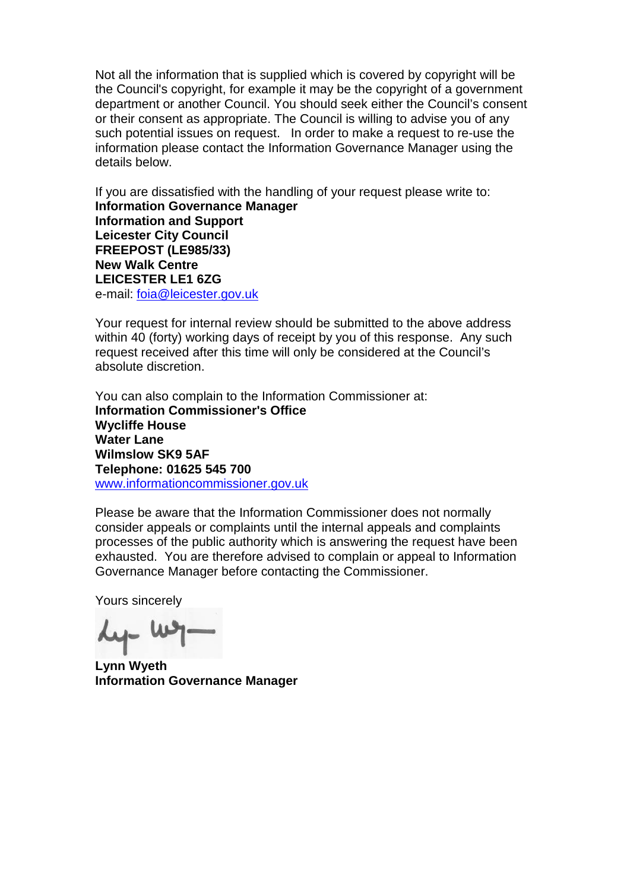Not all the information that is supplied which is covered by copyright will be the Council's copyright, for example it may be the copyright of a government department or another Council. You should seek either the Council's consent or their consent as appropriate. The Council is willing to advise you of any such potential issues on request. In order to make a request to re-use the information please contact the Information Governance Manager using the details below.

If you are dissatisfied with the handling of your request please write to:
**Information Governance Manager**
**Information and Support**
**Leicester City Council**
**FREEPOST (LE985/33)**
**New Walk Centre**
**LEICESTER LE1 6ZG**
e-mail: foia@leicester.gov.uk

Your request for internal review should be submitted to the above address within 40 (forty) working days of receipt by you of this response. Any such request received after this time will only be considered at the Council's absolute discretion.

You can also complain to the Information Commissioner at:
**Information Commissioner's Office**
**Wycliffe House**
**Water Lane**
**Wilmslow SK9 5AF**
**Telephone: 01625 545 700**
www.informationcommissioner.gov.uk

Please be aware that the Information Commissioner does not normally consider appeals or complaints until the internal appeals and complaints processes of the public authority which is answering the request have been exhausted. You are therefore advised to complain or appeal to Information Governance Manager before contacting the Commissioner.

Yours sincerely

**Lynn Wyeth**
**Information Governance Manager**